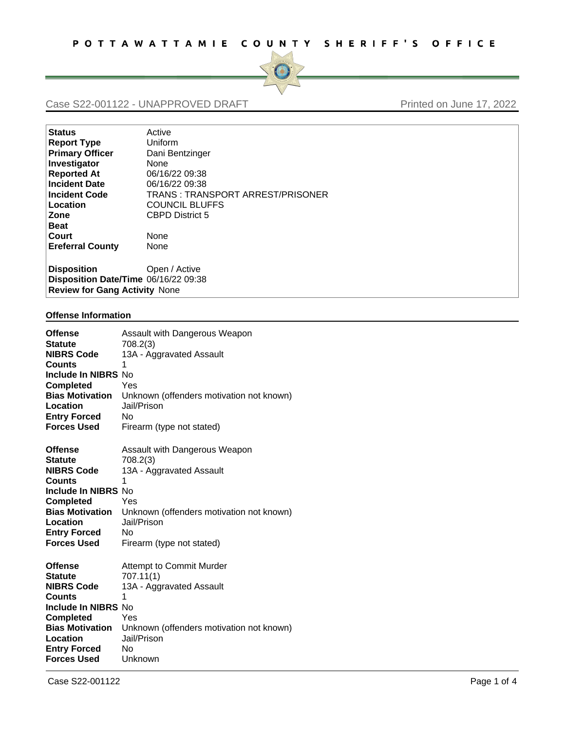# POTTAWATTAMIE COUNTY SHERIFF'S OFFICE

Case S22-001122 - UNAPPROVED DRAFT — Printed on June 17, 2022

| | |
|---|---|
| **Status** | Active |
| **Report Type** | Uniform |
| **Primary Officer** | Dani Bentzinger |
| **Investigator** | None |
| **Reported At** | 06/16/22 09:38 |
| **Incident Date** | 06/16/22 09:38 |
| **Incident Code** | TRANS : TRANSPORT ARREST/PRISONER |
| **Location** | COUNCIL BLUFFS |
| **Zone** | CBPD District 5 |
| **Beat** | |
| **Court** | None |
| **Ereferral County** | None |
| **Disposition** | Open / Active |
| **Disposition Date/Time** | 06/16/22 09:38 |
| **Review for Gang Activity** | None |

## Offense Information

| | |
|---|---|
| **Offense** | Assault with Dangerous Weapon |
| **Statute** | 708.2(3) |
| **NIBRS Code** | 13A - Aggravated Assault |
| **Counts** | 1 |
| **Include In NIBRS** | No |
| **Completed** | Yes |
| **Bias Motivation** | Unknown (offenders motivation not known) |
| **Location** | Jail/Prison |
| **Entry Forced** | No |
| **Forces Used** | Firearm (type not stated) |

| | |
|---|---|
| **Offense** | Assault with Dangerous Weapon |
| **Statute** | 708.2(3) |
| **NIBRS Code** | 13A - Aggravated Assault |
| **Counts** | 1 |
| **Include In NIBRS** | No |
| **Completed** | Yes |
| **Bias Motivation** | Unknown (offenders motivation not known) |
| **Location** | Jail/Prison |
| **Entry Forced** | No |
| **Forces Used** | Firearm (type not stated) |

| | |
|---|---|
| **Offense** | Attempt to Commit Murder |
| **Statute** | 707.11(1) |
| **NIBRS Code** | 13A - Aggravated Assault |
| **Counts** | 1 |
| **Include In NIBRS** | No |
| **Completed** | Yes |
| **Bias Motivation** | Unknown (offenders motivation not known) |
| **Location** | Jail/Prison |
| **Entry Forced** | No |
| **Forces Used** | Unknown |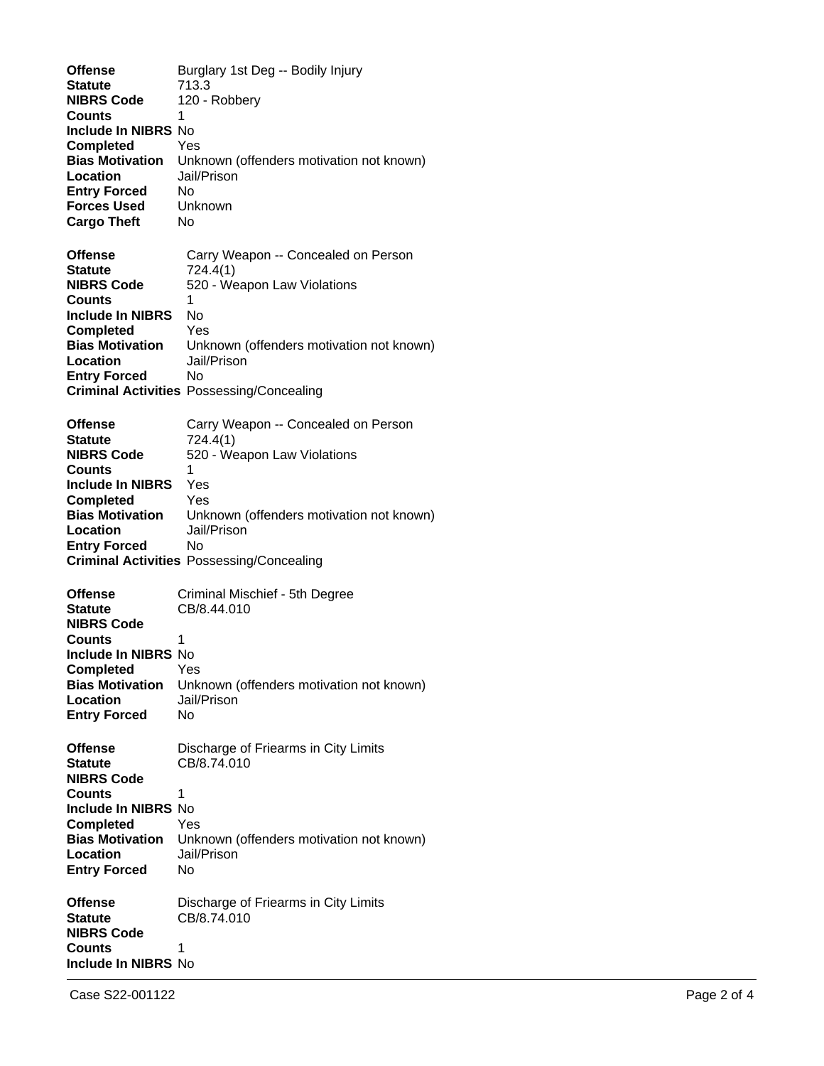**Offense** Burglary 1st Deg -- Bodily Injury
**Statute** 713.3
**NIBRS Code** 120 - Robbery
**Counts** 1
**Include In NIBRS** No
**Completed** Yes
**Bias Motivation** Unknown (offenders motivation not known)
**Location** Jail/Prison
**Entry Forced** No
**Forces Used** Unknown
**Cargo Theft** No

**Offense** Carry Weapon -- Concealed on Person
**Statute** 724.4(1)
**NIBRS Code** 520 - Weapon Law Violations
**Counts** 1
**Include In NIBRS** No
**Completed** Yes
**Bias Motivation** Unknown (offenders motivation not known)
**Location** Jail/Prison
**Entry Forced** No
**Criminal Activities** Possessing/Concealing

**Offense** Carry Weapon -- Concealed on Person
**Statute** 724.4(1)
**NIBRS Code** 520 - Weapon Law Violations
**Counts** 1
**Include In NIBRS** Yes
**Completed** Yes
**Bias Motivation** Unknown (offenders motivation not known)
**Location** Jail/Prison
**Entry Forced** No
**Criminal Activities** Possessing/Concealing

**Offense** Criminal Mischief - 5th Degree
**Statute** CB/8.44.010
**NIBRS Code**
**Counts** 1
**Include In NIBRS** No
**Completed** Yes
**Bias Motivation** Unknown (offenders motivation not known)
**Location** Jail/Prison
**Entry Forced** No

**Offense** Discharge of Friearms in City Limits
**Statute** CB/8.74.010
**NIBRS Code**
**Counts** 1
**Include In NIBRS** No
**Completed** Yes
**Bias Motivation** Unknown (offenders motivation not known)
**Location** Jail/Prison
**Entry Forced** No

**Offense** Discharge of Friearms in City Limits
**Statute** CB/8.74.010
**NIBRS Code**
**Counts** 1
**Include In NIBRS** No

Case S22-001122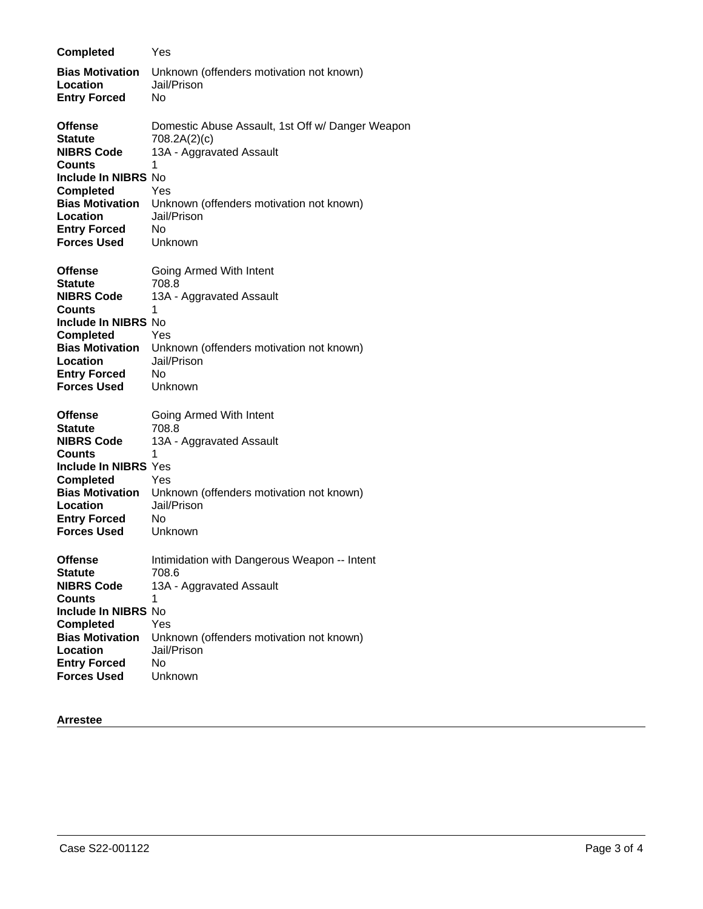**Completed** Yes

**Bias Motivation** Unknown (offenders motivation not known)
**Location** Jail/Prison
**Entry Forced** No

**Offense** Domestic Abuse Assault, 1st Off w/ Danger Weapon
**Statute** 708.2A(2)(c)
**NIBRS Code** 13A - Aggravated Assault
**Counts** 1
**Include In NIBRS** No
**Completed** Yes
**Bias Motivation** Unknown (offenders motivation not known)
**Location** Jail/Prison
**Entry Forced** No
**Forces Used** Unknown

**Offense** Going Armed With Intent
**Statute** 708.8
**NIBRS Code** 13A - Aggravated Assault
**Counts** 1
**Include In NIBRS** No
**Completed** Yes
**Bias Motivation** Unknown (offenders motivation not known)
**Location** Jail/Prison
**Entry Forced** No
**Forces Used** Unknown

**Offense** Going Armed With Intent
**Statute** 708.8
**NIBRS Code** 13A - Aggravated Assault
**Counts** 1
**Include In NIBRS** Yes
**Completed** Yes
**Bias Motivation** Unknown (offenders motivation not known)
**Location** Jail/Prison
**Entry Forced** No
**Forces Used** Unknown

**Offense** Intimidation with Dangerous Weapon -- Intent
**Statute** 708.6
**NIBRS Code** 13A - Aggravated Assault
**Counts** 1
**Include In NIBRS** No
**Completed** Yes
**Bias Motivation** Unknown (offenders motivation not known)
**Location** Jail/Prison
**Entry Forced** No
**Forces Used** Unknown

## Arrestee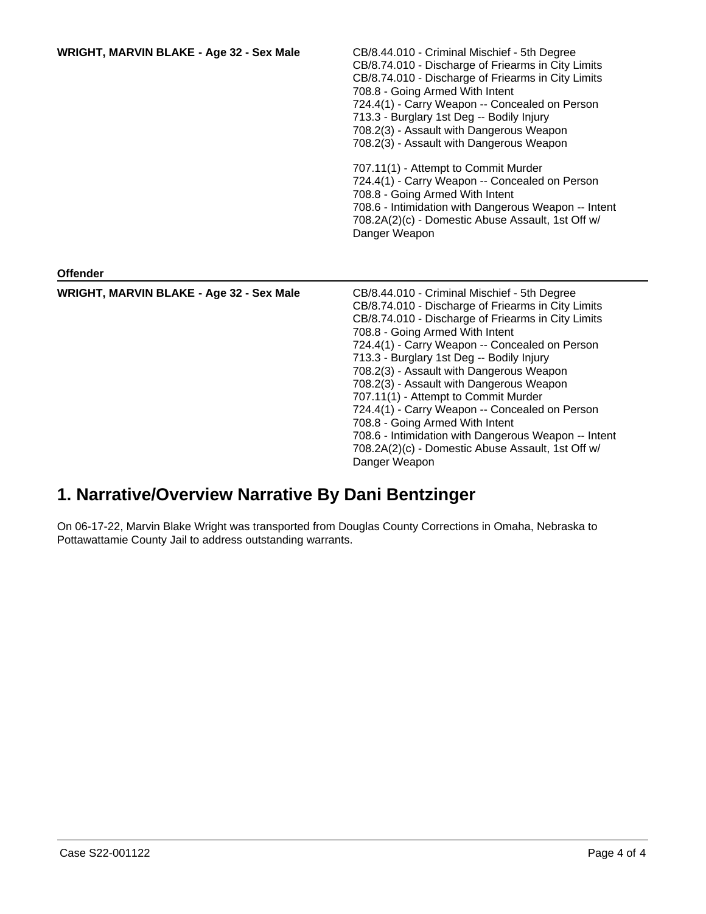**WRIGHT, MARVIN BLAKE - Age 32 - Sex Male**

CB/8.44.010 - Criminal Mischief - 5th Degree
CB/8.74.010 - Discharge of Friearms in City Limits
CB/8.74.010 - Discharge of Friearms in City Limits
708.8 - Going Armed With Intent
724.4(1) - Carry Weapon -- Concealed on Person
713.3 - Burglary 1st Deg -- Bodily Injury
708.2(3) - Assault with Dangerous Weapon
708.2(3) - Assault with Dangerous Weapon

707.11(1) - Attempt to Commit Murder
724.4(1) - Carry Weapon -- Concealed on Person
708.8 - Going Armed With Intent
708.6 - Intimidation with Dangerous Weapon -- Intent
708.2A(2)(c) - Domestic Abuse Assault, 1st Off w/ Danger Weapon

**Offender**

**WRIGHT, MARVIN BLAKE - Age 32 - Sex Male**

CB/8.44.010 - Criminal Mischief - 5th Degree
CB/8.74.010 - Discharge of Friearms in City Limits
CB/8.74.010 - Discharge of Friearms in City Limits
708.8 - Going Armed With Intent
724.4(1) - Carry Weapon -- Concealed on Person
713.3 - Burglary 1st Deg -- Bodily Injury
708.2(3) - Assault with Dangerous Weapon
708.2(3) - Assault with Dangerous Weapon
707.11(1) - Attempt to Commit Murder
724.4(1) - Carry Weapon -- Concealed on Person
708.8 - Going Armed With Intent
708.6 - Intimidation with Dangerous Weapon -- Intent
708.2A(2)(c) - Domestic Abuse Assault, 1st Off w/ Danger Weapon

## 1. Narrative/Overview Narrative By Dani Bentzinger

On 06-17-22, Marvin Blake Wright was transported from Douglas County Corrections in Omaha, Nebraska to Pottawattamie County Jail to address outstanding warrants.